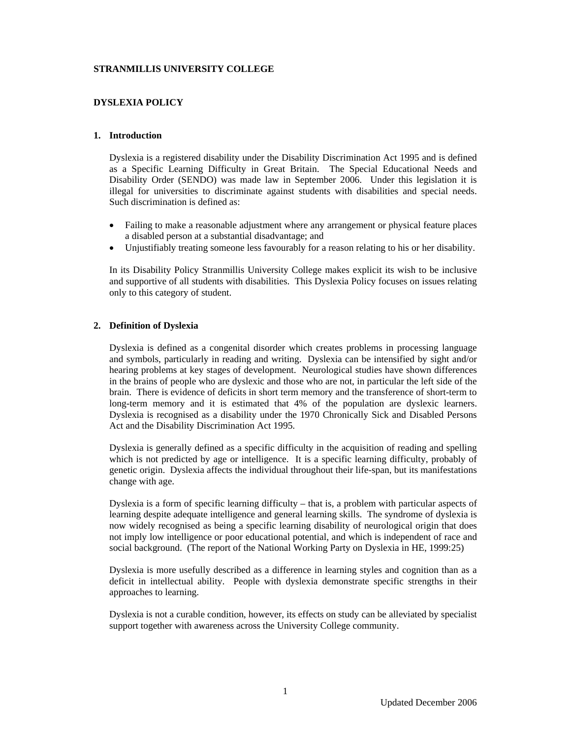**STRANMILLIS UNIVERSITY COLLEGE**

**DYSLEXIA POLICY**

## 1. Introduction

Dyslexia is a registered disability under the Disability Discrimination Act 1995 and is defined as a Specific Learning Difficulty in Great Britain. The Special Educational Needs and Disability Order (SENDO) was made law in September 2006. Under this legislation it is illegal for universities to discriminate against students with disabilities and special needs. Such discrimination is defined as:

- Failing to make a reasonable adjustment where any arrangement or physical feature places a disabled person at a substantial disadvantage; and
- Unjustifiably treating someone less favourably for a reason relating to his or her disability.

In its Disability Policy Stranmillis University College makes explicit its wish to be inclusive and supportive of all students with disabilities. This Dyslexia Policy focuses on issues relating only to this category of student.

## 2. Definition of Dyslexia

Dyslexia is defined as a congenital disorder which creates problems in processing language and symbols, particularly in reading and writing. Dyslexia can be intensified by sight and/or hearing problems at key stages of development. Neurological studies have shown differences in the brains of people who are dyslexic and those who are not, in particular the left side of the brain. There is evidence of deficits in short term memory and the transference of short-term to long-term memory and it is estimated that 4% of the population are dyslexic learners. Dyslexia is recognised as a disability under the 1970 Chronically Sick and Disabled Persons Act and the Disability Discrimination Act 1995.

Dyslexia is generally defined as a specific difficulty in the acquisition of reading and spelling which is not predicted by age or intelligence. It is a specific learning difficulty, probably of genetic origin. Dyslexia affects the individual throughout their life-span, but its manifestations change with age.

Dyslexia is a form of specific learning difficulty – that is, a problem with particular aspects of learning despite adequate intelligence and general learning skills. The syndrome of dyslexia is now widely recognised as being a specific learning disability of neurological origin that does not imply low intelligence or poor educational potential, and which is independent of race and social background. (The report of the National Working Party on Dyslexia in HE, 1999:25)

Dyslexia is more usefully described as a difference in learning styles and cognition than as a deficit in intellectual ability. People with dyslexia demonstrate specific strengths in their approaches to learning.

Dyslexia is not a curable condition, however, its effects on study can be alleviated by specialist support together with awareness across the University College community.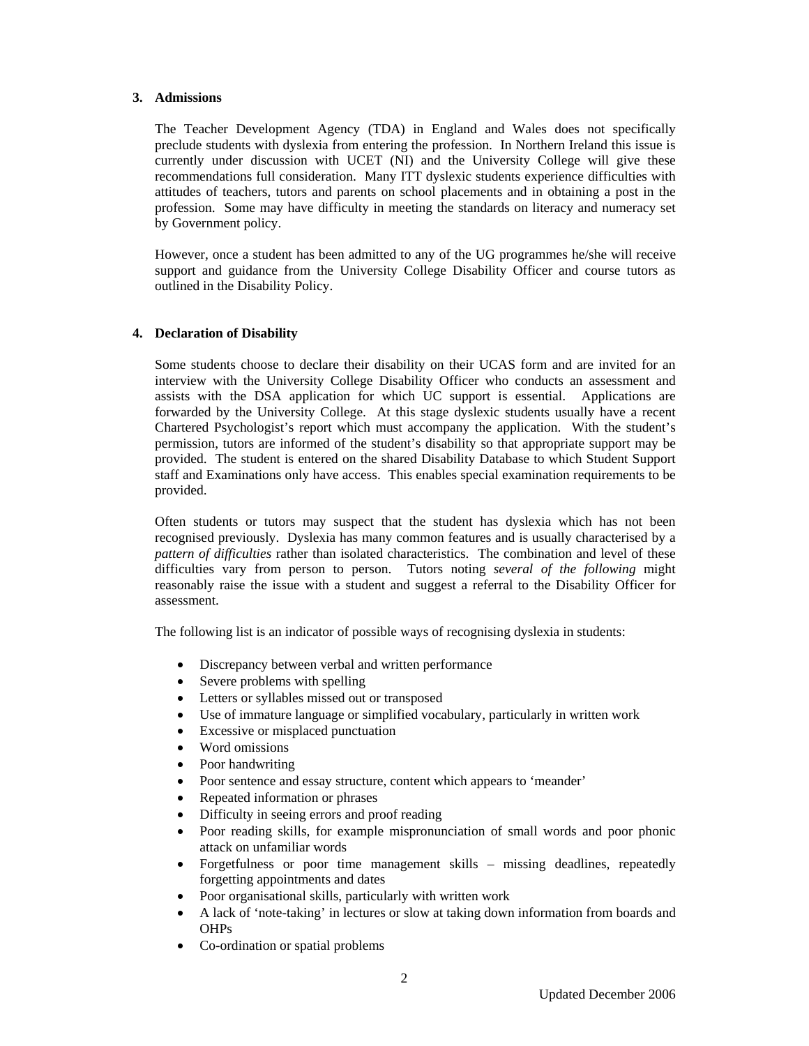## 3. Admissions

The Teacher Development Agency (TDA) in England and Wales does not specifically preclude students with dyslexia from entering the profession. In Northern Ireland this issue is currently under discussion with UCET (NI) and the University College will give these recommendations full consideration. Many ITT dyslexic students experience difficulties with attitudes of teachers, tutors and parents on school placements and in obtaining a post in the profession. Some may have difficulty in meeting the standards on literacy and numeracy set by Government policy.

However, once a student has been admitted to any of the UG programmes he/she will receive support and guidance from the University College Disability Officer and course tutors as outlined in the Disability Policy.

## 4. Declaration of Disability

Some students choose to declare their disability on their UCAS form and are invited for an interview with the University College Disability Officer who conducts an assessment and assists with the DSA application for which UC support is essential. Applications are forwarded by the University College. At this stage dyslexic students usually have a recent Chartered Psychologist's report which must accompany the application. With the student's permission, tutors are informed of the student's disability so that appropriate support may be provided. The student is entered on the shared Disability Database to which Student Support staff and Examinations only have access. This enables special examination requirements to be provided.

Often students or tutors may suspect that the student has dyslexia which has not been recognised previously. Dyslexia has many common features and is usually characterised by a *pattern of difficulties* rather than isolated characteristics. The combination and level of these difficulties vary from person to person. Tutors noting *several of the following* might reasonably raise the issue with a student and suggest a referral to the Disability Officer for assessment.

The following list is an indicator of possible ways of recognising dyslexia in students:

- Discrepancy between verbal and written performance
- Severe problems with spelling
- Letters or syllables missed out or transposed
- Use of immature language or simplified vocabulary, particularly in written work
- Excessive or misplaced punctuation
- Word omissions
- Poor handwriting
- Poor sentence and essay structure, content which appears to 'meander'
- Repeated information or phrases
- Difficulty in seeing errors and proof reading
- Poor reading skills, for example mispronunciation of small words and poor phonic attack on unfamiliar words
- Forgetfulness or poor time management skills – missing deadlines, repeatedly forgetting appointments and dates
- Poor organisational skills, particularly with written work
- A lack of 'note-taking' in lectures or slow at taking down information from boards and OHPs
- Co-ordination or spatial problems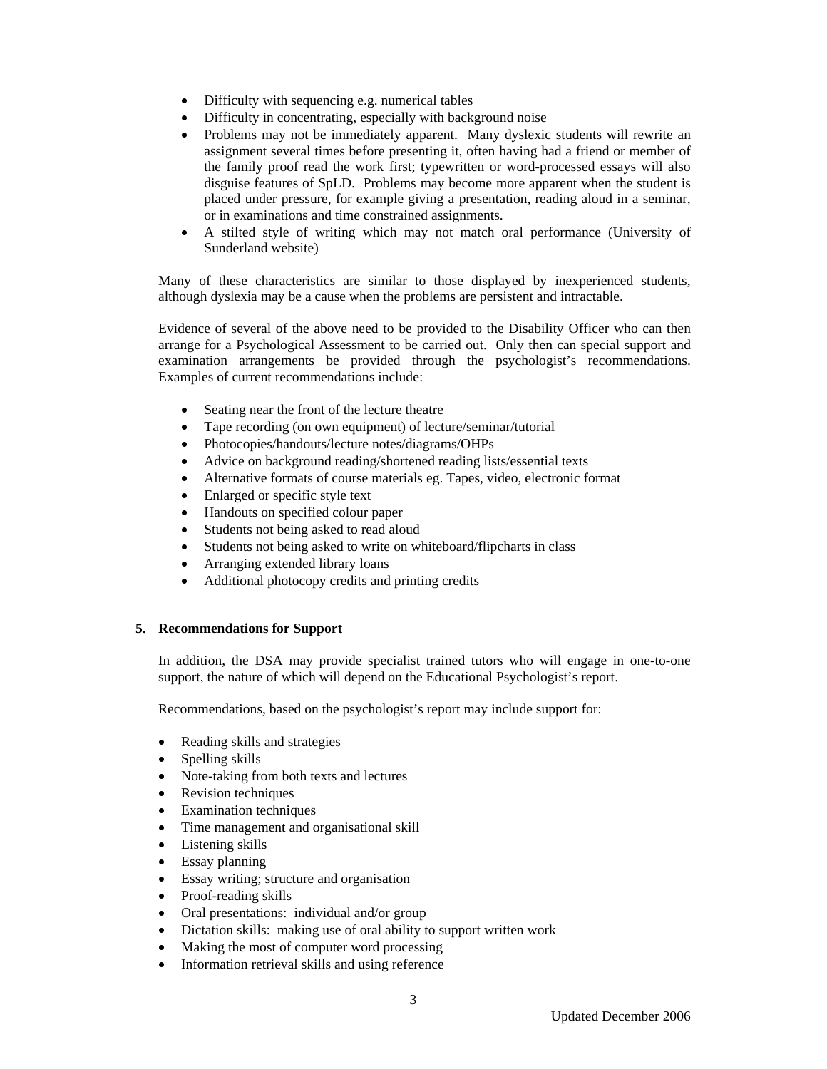- Difficulty with sequencing e.g. numerical tables
- Difficulty in concentrating, especially with background noise
- Problems may not be immediately apparent. Many dyslexic students will rewrite an assignment several times before presenting it, often having had a friend or member of the family proof read the work first; typewritten or word-processed essays will also disguise features of SpLD. Problems may become more apparent when the student is placed under pressure, for example giving a presentation, reading aloud in a seminar, or in examinations and time constrained assignments.
- A stilted style of writing which may not match oral performance (University of Sunderland website)

Many of these characteristics are similar to those displayed by inexperienced students, although dyslexia may be a cause when the problems are persistent and intractable.

Evidence of several of the above need to be provided to the Disability Officer who can then arrange for a Psychological Assessment to be carried out. Only then can special support and examination arrangements be provided through the psychologist's recommendations. Examples of current recommendations include:

- Seating near the front of the lecture theatre
- Tape recording (on own equipment) of lecture/seminar/tutorial
- Photocopies/handouts/lecture notes/diagrams/OHPs
- Advice on background reading/shortened reading lists/essential texts
- Alternative formats of course materials eg. Tapes, video, electronic format
- Enlarged or specific style text
- Handouts on specified colour paper
- Students not being asked to read aloud
- Students not being asked to write on whiteboard/flipcharts in class
- Arranging extended library loans
- Additional photocopy credits and printing credits

## 5. Recommendations for Support

In addition, the DSA may provide specialist trained tutors who will engage in one-to-one support, the nature of which will depend on the Educational Psychologist's report.

Recommendations, based on the psychologist's report may include support for:

- Reading skills and strategies
- Spelling skills
- Note-taking from both texts and lectures
- Revision techniques
- Examination techniques
- Time management and organisational skill
- Listening skills
- Essay planning
- Essay writing; structure and organisation
- Proof-reading skills
- Oral presentations: individual and/or group
- Dictation skills: making use of oral ability to support written work
- Making the most of computer word processing
- Information retrieval skills and using reference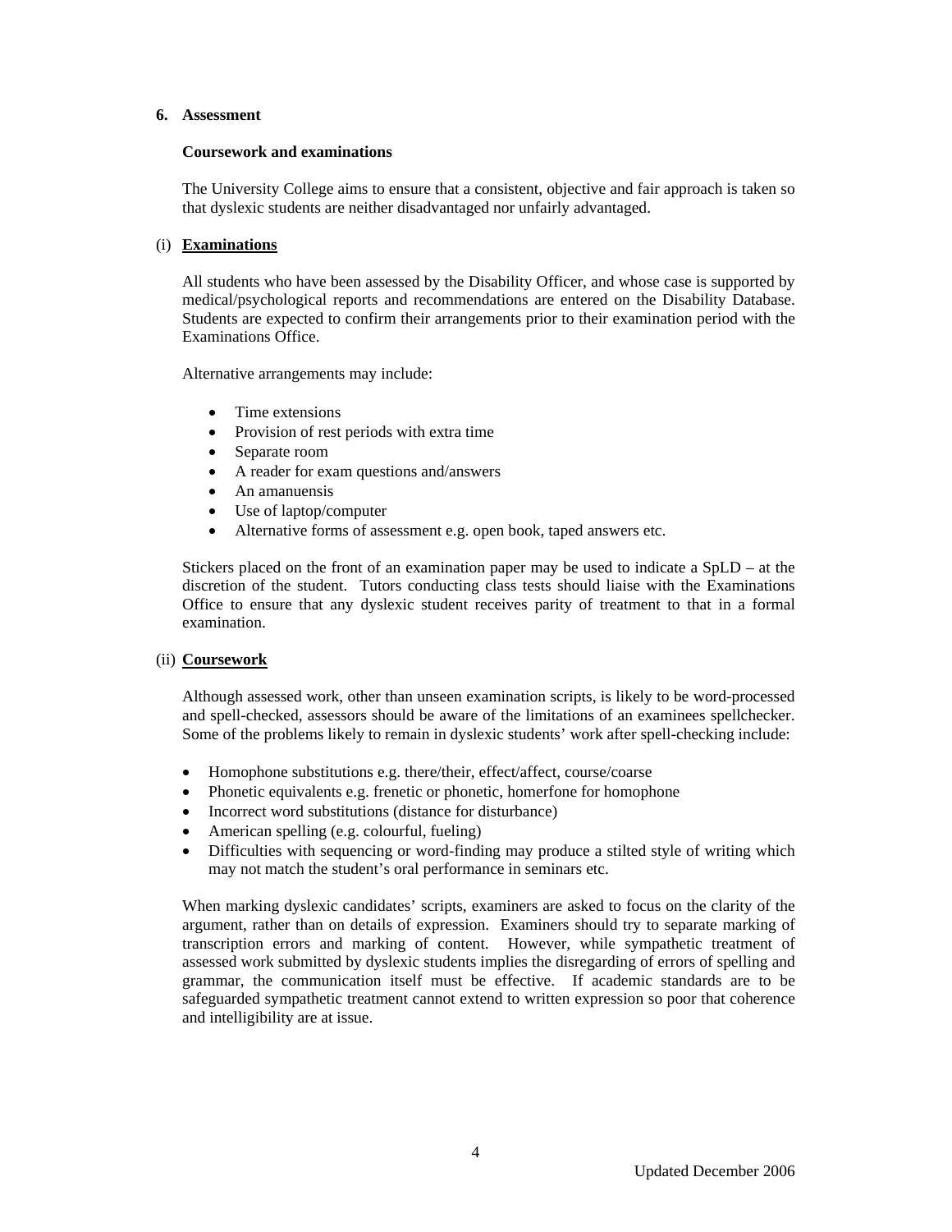## 6. Assessment

### Coursework and examinations

The University College aims to ensure that a consistent, objective and fair approach is taken so that dyslexic students are neither disadvantaged nor unfairly advantaged.

(i) **Examinations**

All students who have been assessed by the Disability Officer, and whose case is supported by medical/psychological reports and recommendations are entered on the Disability Database. Students are expected to confirm their arrangements prior to their examination period with the Examinations Office.

Alternative arrangements may include:

- Time extensions
- Provision of rest periods with extra time
- Separate room
- A reader for exam questions and/answers
- An amanuensis
- Use of laptop/computer
- Alternative forms of assessment e.g. open book, taped answers etc.

Stickers placed on the front of an examination paper may be used to indicate a SpLD – at the discretion of the student. Tutors conducting class tests should liaise with the Examinations Office to ensure that any dyslexic student receives parity of treatment to that in a formal examination.

(ii) **Coursework**

Although assessed work, other than unseen examination scripts, is likely to be word-processed and spell-checked, assessors should be aware of the limitations of an examinees spellchecker. Some of the problems likely to remain in dyslexic students' work after spell-checking include:

- Homophone substitutions e.g. there/their, effect/affect, course/coarse
- Phonetic equivalents e.g. frenetic or phonetic, homerfone for homophone
- Incorrect word substitutions (distance for disturbance)
- American spelling (e.g. colourful, fueling)
- Difficulties with sequencing or word-finding may produce a stilted style of writing which may not match the student's oral performance in seminars etc.

When marking dyslexic candidates' scripts, examiners are asked to focus on the clarity of the argument, rather than on details of expression. Examiners should try to separate marking of transcription errors and marking of content. However, while sympathetic treatment of assessed work submitted by dyslexic students implies the disregarding of errors of spelling and grammar, the communication itself must be effective. If academic standards are to be safeguarded sympathetic treatment cannot extend to written expression so poor that coherence and intelligibility are at issue.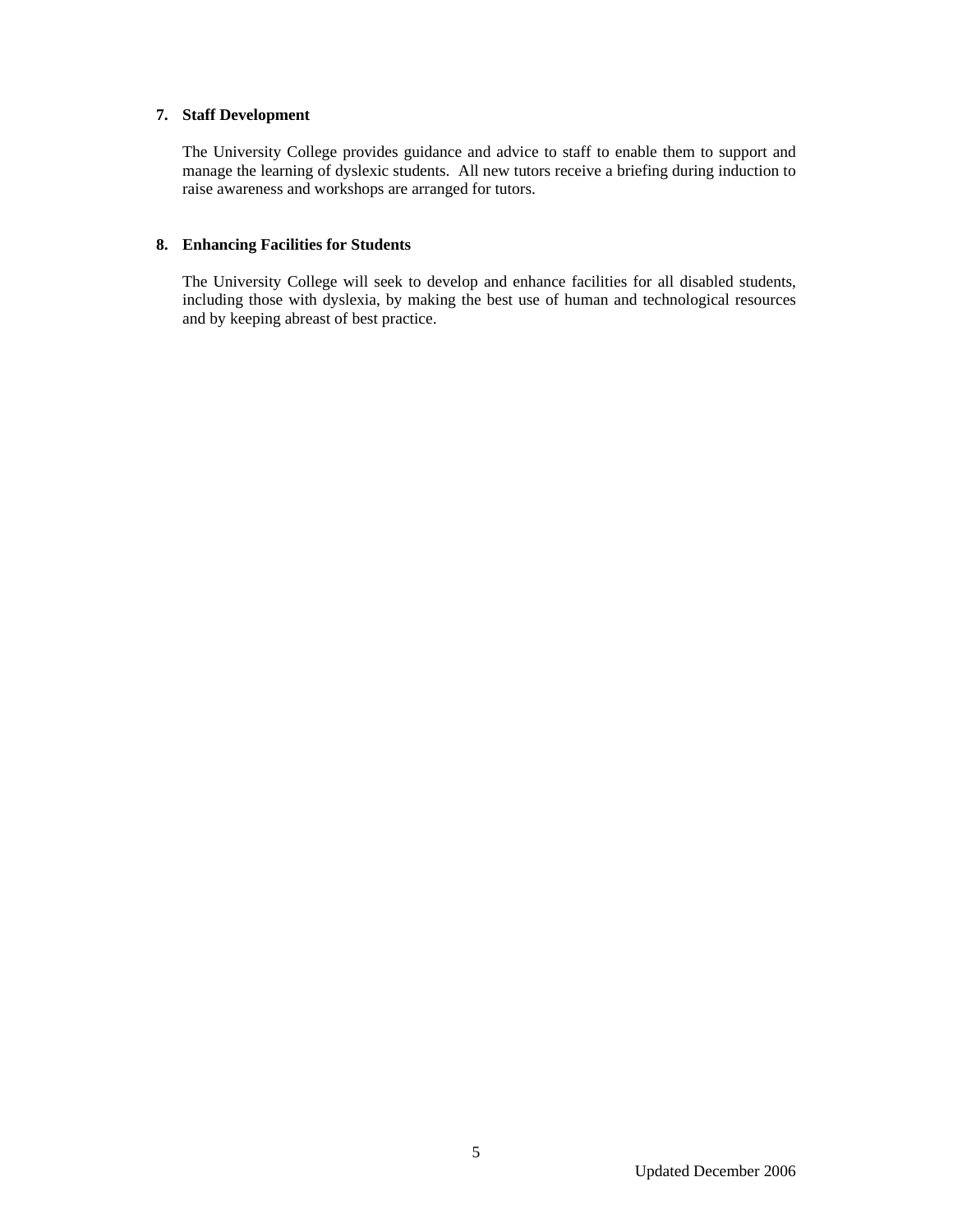## 7. Staff Development

The University College provides guidance and advice to staff to enable them to support and manage the learning of dyslexic students. All new tutors receive a briefing during induction to raise awareness and workshops are arranged for tutors.

## 8. Enhancing Facilities for Students

The University College will seek to develop and enhance facilities for all disabled students, including those with dyslexia, by making the best use of human and technological resources and by keeping abreast of best practice.

Updated December 2006